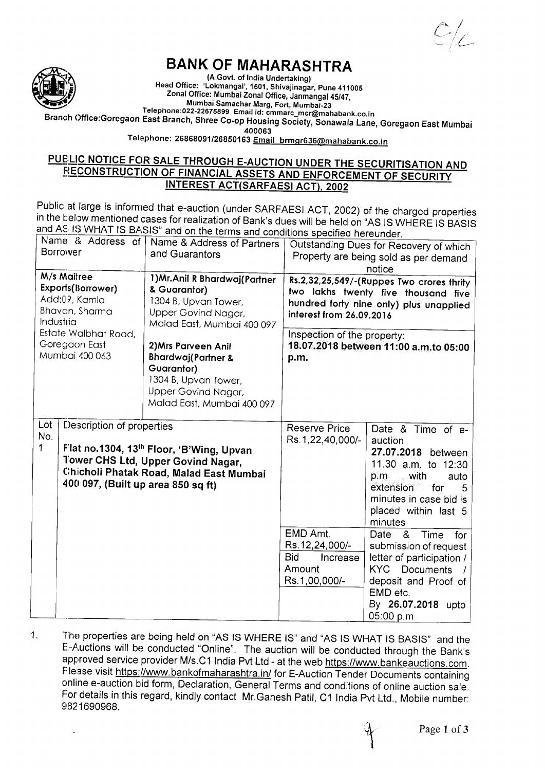# BANK OF MAHARASHTRA

(A Govt. of India Undertaking)
Head Office: 'Lokmangal', 1501, Shivajinagar, Pune 411005
Zonal Office: Mumbai Zonal Office, Janmangal 45/47,
Mumbai Samachar Marg, Fort, Mumbai-23
Telephone:022-22675899 Email id: cmmarc_mcr@mahabank.co.in
Branch Office:Goregaon East Branch, Shree Co-op Housing Society, Sonawala Lane, Goregaon East Mumbai 400063
Telephone: 26868091/26850163 Email brmgr636@mahabank.co.in

## PUBLIC NOTICE FOR SALE THROUGH E-AUCTION UNDER THE SECURITISATION AND RECONSTRUCTION OF FINANCIAL ASSETS AND ENFORCEMENT OF SECURITY INTEREST ACT(SARFAESI ACT), 2002

Public at large is informed that e-auction (under SARFAESI ACT, 2002) of the charged properties in the below mentioned cases for realization of Bank's dues will be held on "AS IS WHERE IS BASIS and AS IS WHAT IS BASIS" and on the terms and conditions specified hereunder.

| Name & Address of Borrower | Name & Address of Partners and Guarantors | Outstanding Dues for Recovery of which Property are being sold as per demand notice |
|---|---|---|
| **M/s Maitree Exports(Borrower)** Add:09, Kamla Bhavan, Sharma Industria Estate, Walbhat Road, Goregaon East Mumbai 400 063 | **1)Mr.Anil R Bhardwaj(Partner & Guarantor)** 1304 B, Upvan Tower, Upper Govind Nagar, Malad East, Mumbai 400 097<br><br>**2)Mrs Parveen Anil Bhardwaj(Partner & Guarantor)** 1304 B, Upvan Tower, Upper Govind Nagar, Malad East, Mumbai 400 097 | **Rs.2,32,25,549/-(Ruppes Two crores thrity two lakhs twenty five thousand five hundred forty nine only) plus unapplied interest from 26.09.2016**<br><br>Inspection of the property: **18.07.2018 between 11:00 a.m.to 05:00 p.m.** |

| Lot No. | Description of properties | Reserve Price | Date & Time of e-auction |
|---|---|---|---|
| 1 | **Flat no.1304, 13th Floor, 'B'Wing, Upvan Tower CHS Ltd, Upper Govind Nagar, Chicholi Phatak Road, Malad East Mumbai 400 097, (Built up area 850 sq ft)** | Rs.1,22,40,000/- | **27.07.2018** between 11.30 a.m. to 12:30 p.m with auto extension for 5 minutes in case bid is placed within last 5 minutes |
| | | EMD Amt. Rs.12,24,000/-<br><br>Bid Increase Amount Rs.1,00,000/- | Date & Time for submission of request letter of participation / KYC Documents / deposit and Proof of EMD etc. By **26.07.2018** upto 05:00 p.m |

1. The properties are being held on "AS IS WHERE IS" and "AS IS WHAT IS BASIS" and the E-Auctions will be conducted "Online". The auction will be conducted through the Bank's approved service provider M/s.C1 India Pvt Ltd - at the web https://www.bankeauctions.com. Please visit https://www.bankofmaharashtra.in/ for E-Auction Tender Documents containing online e-auction bid form, Declaration, General Terms and conditions of online auction sale. For details in this regard, kindly contact Mr.Ganesh Patil, C1 India Pvt Ltd., Mobile number: 9821690968.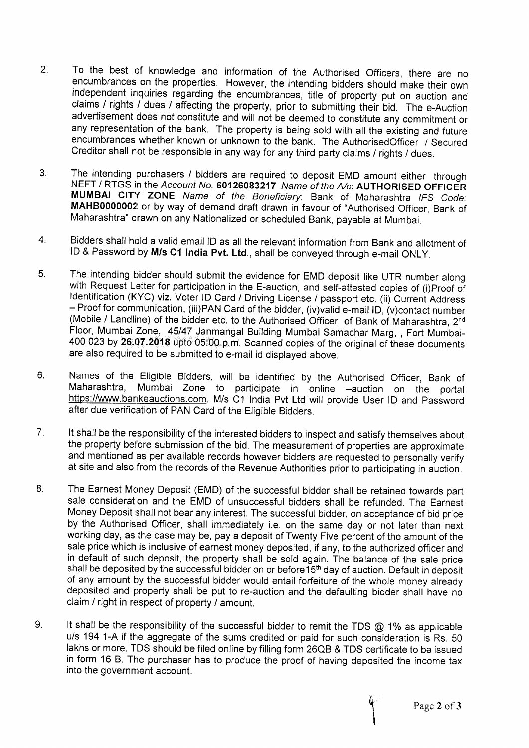2. To the best of knowledge and information of the Authorised Officers, there are no encumbrances on the properties. However, the intending bidders should make their own independent inquiries regarding the encumbrances, title of property put on auction and claims / rights / dues / affecting the property, prior to submitting their bid. The e-Auction advertisement does not constitute and will not be deemed to constitute any commitment or any representation of the bank. The property is being sold with all the existing and future encumbrances whether known or unknown to the bank. The AuthorisedOfficer / Secured Creditor shall not be responsible in any way for any third party claims / rights / dues.

3. The intending purchasers / bidders are required to deposit EMD amount either through NEFT / RTGS in the *Account No.* **60126083217** *Name of the A/c*: **AUTHORISED OFFICER MUMBAI CITY ZONE** *Name of the Beneficiary*: Bank of Maharashtra *IFS Code:* **MAHB0000002** or by way of demand draft drawn in favour of "Authorised Officer, Bank of Maharashtra" drawn on any Nationalized or scheduled Bank, payable at Mumbai.

4. Bidders shall hold a valid email ID as all the relevant information from Bank and allotment of ID & Password by **M/s C1 India Pvt. Ltd.**, shall be conveyed through e-mail ONLY.

5. The intending bidder should submit the evidence for EMD deposit like UTR number along with Request Letter for participation in the E-auction, and self-attested copies of (i)Proof of Identification (KYC) viz. Voter ID Card / Driving License / passport etc. (ii) Current Address – Proof for communication, (iii)PAN Card of the bidder, (iv)valid e-mail ID, (v)contact number (Mobile / Landline) of the bidder etc. to the Authorised Officer of Bank of Maharashtra, 2nd Floor, Mumbai Zone, 45/47 Janmangal Building Mumbai Samachar Marg, , Fort Mumbai-400 023 by **26.07.2018** upto 05:00 p.m. Scanned copies of the original of these documents are also required to be submitted to e-mail id displayed above.

6. Names of the Eligible Bidders, will be identified by the Authorised Officer, Bank of Maharashtra, Mumbai Zone to participate in online –auction on the portal https://www.bankeauctions.com. M/s C1 India Pvt Ltd will provide User ID and Password after due verification of PAN Card of the Eligible Bidders.

7. It shall be the responsibility of the interested bidders to inspect and satisfy themselves about the property before submission of the bid. The measurement of properties are approximate and mentioned as per available records however bidders are requested to personally verify at site and also from the records of the Revenue Authorities prior to participating in auction.

8. The Earnest Money Deposit (EMD) of the successful bidder shall be retained towards part sale consideration and the EMD of unsuccessful bidders shall be refunded. The Earnest Money Deposit shall not bear any interest. The successful bidder, on acceptance of bid price by the Authorised Officer, shall immediately i.e. on the same day or not later than next working day, as the case may be, pay a deposit of Twenty Five percent of the amount of the sale price which is inclusive of earnest money deposited, if any, to the authorized officer and in default of such deposit, the property shall be sold again. The balance of the sale price shall be deposited by the successful bidder on or before15th day of auction. Default in deposit of any amount by the successful bidder would entail forfeiture of the whole money already deposited and property shall be put to re-auction and the defaulting bidder shall have no claim / right in respect of property / amount.

9. It shall be the responsibility of the successful bidder to remit the TDS @ 1% as applicable u/s 194 1-A if the aggregate of the sums credited or paid for such consideration is Rs. 50 lakhs or more. TDS should be filed online by filling form 26QB & TDS certificate to be issued in form 16 B. The purchaser has to produce the proof of having deposited the income tax into the government account.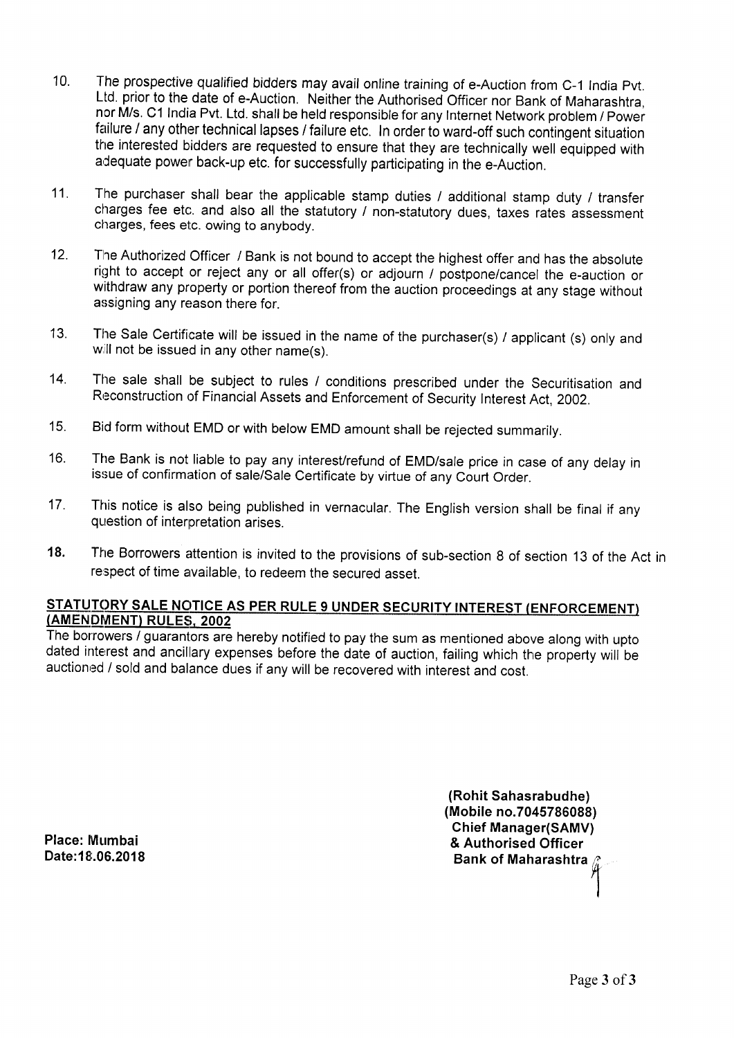10. The prospective qualified bidders may avail online training of e-Auction from C-1 India Pvt. Ltd. prior to the date of e-Auction. Neither the Authorised Officer nor Bank of Maharashtra, nor M/s. C1 India Pvt. Ltd. shall be held responsible for any Internet Network problem / Power failure / any other technical lapses / failure etc. In order to ward-off such contingent situation the interested bidders are requested to ensure that they are technically well equipped with adequate power back-up etc. for successfully participating in the e-Auction.

11. The purchaser shall bear the applicable stamp duties / additional stamp duty / transfer charges fee etc. and also all the statutory / non-statutory dues, taxes rates assessment charges, fees etc. owing to anybody.

12. The Authorized Officer / Bank is not bound to accept the highest offer and has the absolute right to accept or reject any or all offer(s) or adjourn / postpone/cancel the e-auction or withdraw any property or portion thereof from the auction proceedings at any stage without assigning any reason there for.

13. The Sale Certificate will be issued in the name of the purchaser(s) / applicant (s) only and will not be issued in any other name(s).

14. The sale shall be subject to rules / conditions prescribed under the Securitisation and Reconstruction of Financial Assets and Enforcement of Security Interest Act, 2002.

15. Bid form without EMD or with below EMD amount shall be rejected summarily.

16. The Bank is not liable to pay any interest/refund of EMD/sale price in case of any delay in issue of confirmation of sale/Sale Certificate by virtue of any Court Order.

17. This notice is also being published in vernacular. The English version shall be final if any question of interpretation arises.

18. The Borrowers attention is invited to the provisions of sub-section 8 of section 13 of the Act in respect of time available, to redeem the secured asset.

**STATUTORY SALE NOTICE AS PER RULE 9 UNDER SECURITY INTEREST (ENFORCEMENT) (AMENDMENT) RULES, 2002**

The borrowers / guarantors are hereby notified to pay the sum as mentioned above along with upto dated interest and ancillary expenses before the date of auction, failing which the property will be auctioned / sold and balance dues if any will be recovered with interest and cost.

**Place: Mumbai**
**Date:18.06.2018**

**(Rohit Sahasrabudhe)**
**(Mobile no.7045786088)**
**Chief Manager(SAMV)**
**& Authorised Officer**
**Bank of Maharashtra**